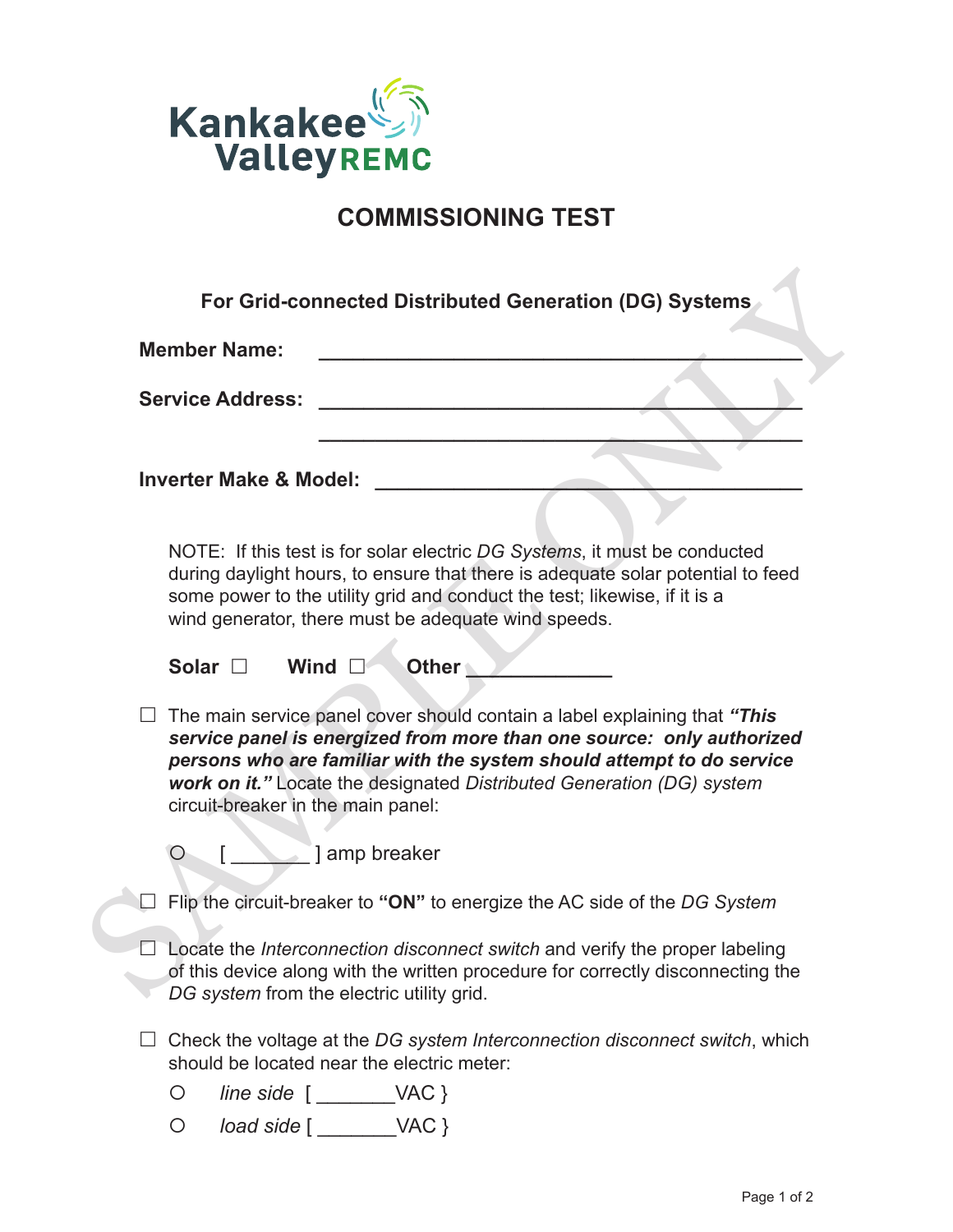Kankakee Valley REMC

# COMMISSIONING TEST

**For Grid-connected Distributed Generation (DG) Systems**

**Member Name:** ____________________________________________

**Service Address:** ____________________________________________

____________________________________________

**Inverter Make & Model:** ______________________________________

NOTE: If this test is for solar electric *DG Systems*, it must be conducted during daylight hours, to ensure that there is adequate solar potential to feed some power to the utility grid and conduct the test; likewise, if it is a wind generator, there must be adequate wind speeds.

**Solar** ☐ **Wind** ☐ **Other** ____________

☐ The main service panel cover should contain a label explaining that ***"This service panel is energized from more than one source: only authorized persons who are familiar with the system should attempt to do service work on it."*** Locate the designated *Distributed Generation (DG) system* circuit-breaker in the main panel:

- ○ [ _______ ] amp breaker

☐ Flip the circuit-breaker to **"ON"** to energize the AC side of the *DG System*

☐ Locate the *Interconnection disconnect switch* and verify the proper labeling of this device along with the written procedure for correctly disconnecting the *DG system* from the electric utility grid.

☐ Check the voltage at the *DG system Interconnection disconnect switch*, which should be located near the electric meter:

- ○ *line side* [ _______VAC }
- ○ *load side* [ _______VAC }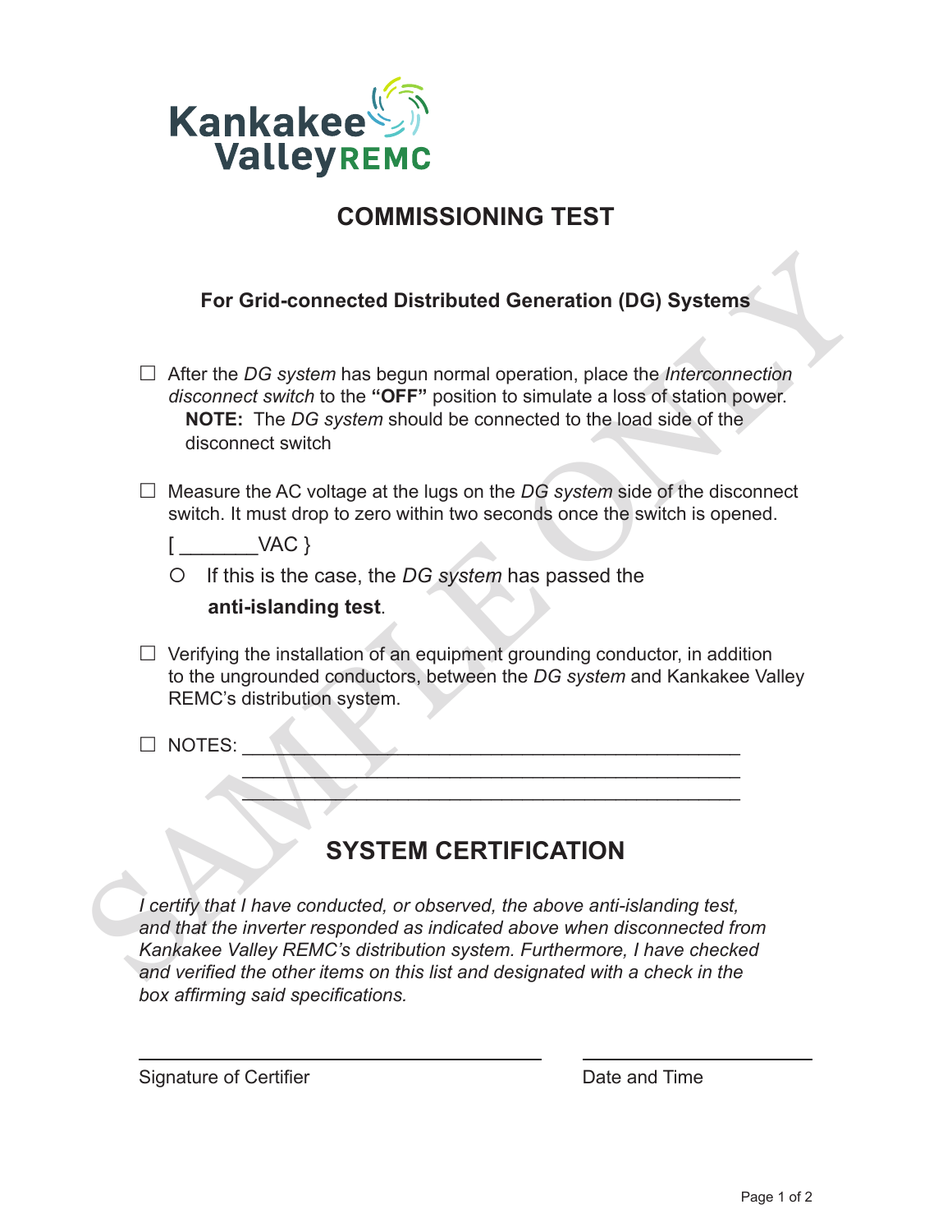Kankakee Valley REMC

# COMMISSIONING TEST

### For Grid-connected Distributed Generation (DG) Systems

☐ After the *DG system* has begun normal operation, place the *Interconnection disconnect switch* to the **"OFF"** position to simulate a loss of station power.
**NOTE:** The *DG system* should be connected to the load side of the disconnect switch

☐ Measure the AC voltage at the lugs on the *DG system* side of the disconnect switch. It must drop to zero within two seconds once the switch is opened.

[ _______VAC }

○ If this is the case, the *DG system* has passed the **anti-islanding test**.

☐ Verifying the installation of an equipment grounding conductor, in addition to the ungrounded conductors, between the *DG system* and Kankakee Valley REMC's distribution system.

☐ NOTES: ____________________________________________
____________________________________________
____________________________________________

## SYSTEM CERTIFICATION

*I certify that I have conducted, or observed, the above anti-islanding test, and that the inverter responded as indicated above when disconnected from Kankakee Valley REMC's distribution system. Furthermore, I have checked and verified the other items on this list and designated with a check in the box affirming said specifications.*

______________________________ ______________________
Signature of Certifier Date and Time

SAMPLE ONLY